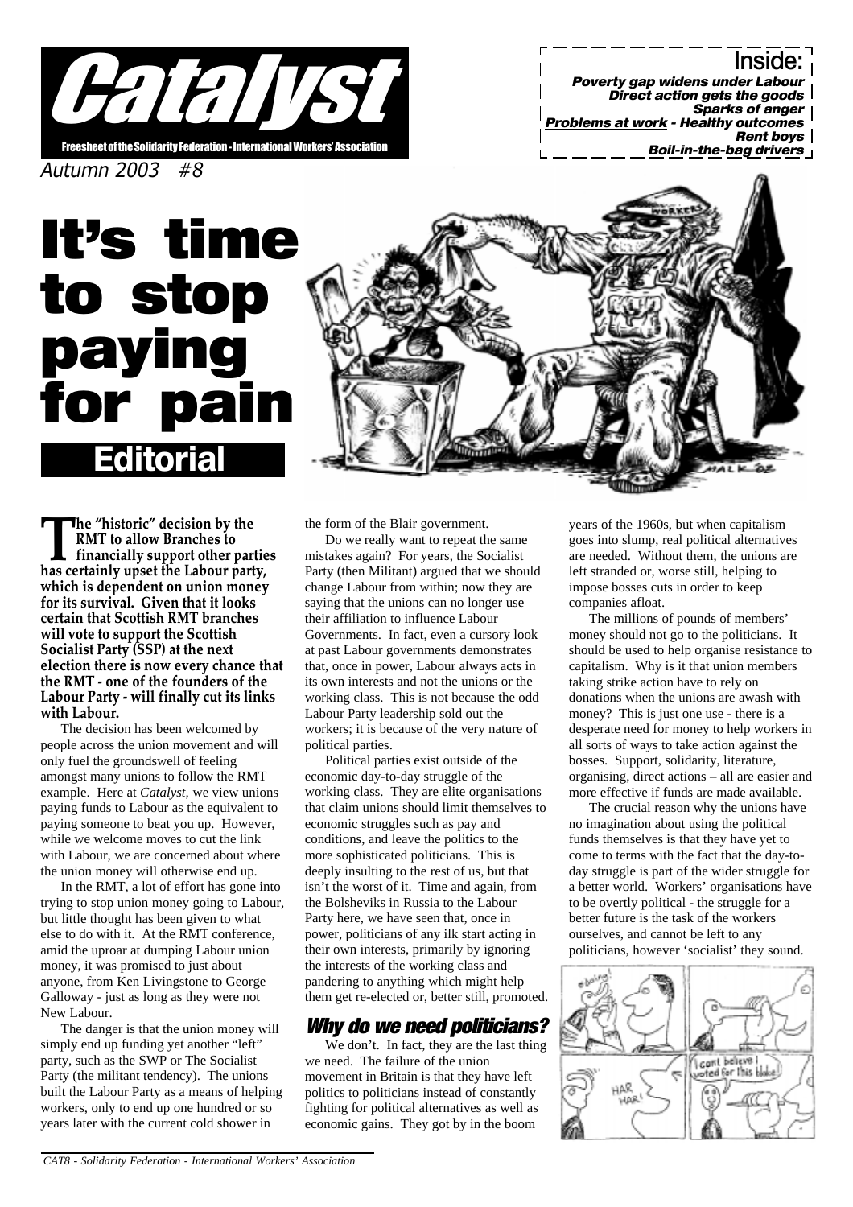# Catalyst

Freesheet of the Solidarity Federation - International Workers' Association

*Autumn 2003 #8*

**Inside:**
- *Poverty gap widens under Labour*
- *Direct action gets the goods*
- *Sparks of anger*
- *Problems at work - Healthy outcomes*
- *Rent boys*
- *Boil-in-the-bag drivers*

# It's time to stop paying for pain

## Editorial

**The "historic" decision by the RMT to allow Branches to financially support other parties has certainly upset the Labour party, which is dependent on union money for its survival. Given that it looks certain that Scottish RMT branches will vote to support the Scottish Socialist Party (SSP) at the next election there is now every chance that the RMT - one of the founders of the Labour Party - will finally cut its links with Labour.**

The decision has been welcomed by people across the union movement and will only fuel the groundswell of feeling amongst many unions to follow the RMT example. Here at *Catalyst*, we view unions paying funds to Labour as the equivalent to paying someone to beat you up. However, while we welcome moves to cut the link with Labour, we are concerned about where the union money will otherwise end up.

In the RMT, a lot of effort has gone into trying to stop union money going to Labour, but little thought has been given to what else to do with it. At the RMT conference, amid the uproar at dumping Labour union money, it was promised to just about anyone, from Ken Livingstone to George Galloway - just as long as they were not New Labour.

The danger is that the union money will simply end up funding yet another "left" party, such as the SWP or The Socialist Party (the militant tendency). The unions built the Labour Party as a means of helping workers, only to end up one hundred or so years later with the current cold shower in the form of the Blair government.

Do we really want to repeat the same mistakes again? For years, the Socialist Party (then Militant) argued that we should change Labour from within; now they are saying that the unions can no longer use their affiliation to influence Labour Governments. In fact, even a cursory look at past Labour governments demonstrates that, once in power, Labour always acts in its own interests and not the unions or the working class. This is not because the odd Labour Party leadership sold out the workers; it is because of the very nature of political parties.

Political parties exist outside of the economic day-to-day struggle of the working class. They are elite organisations that claim unions should limit themselves to economic struggles such as pay and conditions, and leave the politics to the more sophisticated politicians. This is deeply insulting to the rest of us, but that isn't the worst of it. Time and again, from the Bolsheviks in Russia to the Labour Party here, we have seen that, once in power, politicians of any ilk start acting in their own interests, primarily by ignoring the interests of the working class and pandering to anything which might help them get re-elected or, better still, promoted.

### Why do we need politicians?

We don't. In fact, they are the last thing we need. The failure of the union movement in Britain is that they have left politics to politicians instead of constantly fighting for political alternatives as well as economic gains. They got by in the boom years of the 1960s, but when capitalism goes into slump, real political alternatives are needed. Without them, the unions are left stranded or, worse still, helping to impose bosses cuts in order to keep companies afloat.

The millions of pounds of members' money should not go to the politicians. It should be used to help organise resistance to capitalism. Why is it that union members taking strike action have to rely on donations when the unions are awash with money? This is just one use - there is a desperate need for money to help workers in all sorts of ways to take action against the bosses. Support, solidarity, literature, organising, direct actions – all are easier and more effective if funds are made available.

The crucial reason why the unions have no imagination about using the political funds themselves is that they have yet to come to terms with the fact that the day-to-day struggle is part of the wider struggle for a better world. Workers' organisations have to be overtly political - the struggle for a better future is the task of the workers ourselves, and cannot be left to any politicians, however 'socialist' they sound.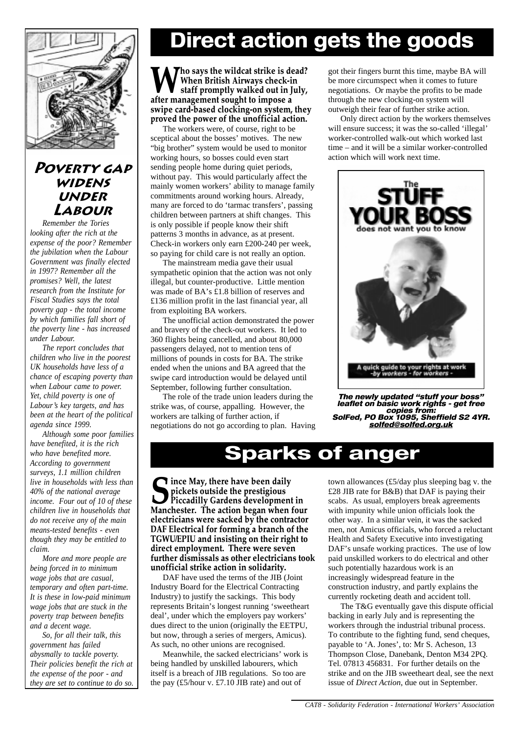# Direct action gets the goods

**Who says the wildcat strike is dead? When British Airways check-in staff promptly walked out in July, after management sought to impose a swipe card-based clocking-on system, they proved the power of the unofficial action.**

The workers were, of course, right to be sceptical about the bosses' motives. The new "big brother" system would be used to monitor working hours, so bosses could even start sending people home during quiet periods, without pay. This would particularly affect the mainly women workers' ability to manage family commitments around working hours. Already, many are forced to do 'tarmac transfers', passing children between partners at shift changes. This is only possible if people know their shift patterns 3 months in advance, as at present. Check-in workers only earn £200-240 per week, so paying for child care is not really an option.

The mainstream media gave their usual sympathetic opinion that the action was not only illegal, but counter-productive. Little mention was made of BA's £1.8 billion of reserves and £136 million profit in the last financial year, all from exploiting BA workers.

The unofficial action demonstrated the power and bravery of the check-out workers. It led to 360 flights being cancelled, and about 80,000 passengers delayed, not to mention tens of millions of pounds in costs for BA. The strike ended when the unions and BA agreed that the swipe card introduction would be delayed until September, following further consultation.

The role of the trade union leaders during the strike was, of course, appalling. However, the workers are talking of further action, if negotiations do not go according to plan. Having got their fingers burnt this time, maybe BA will be more circumspect when it comes to future negotiations. Or maybe the profits to be made through the new clocking-on system will outweigh their fear of further strike action.

Only direct action by the workers themselves will ensure success; it was the so-called 'illegal' worker-controlled walk-out which worked last time – and it will be a similar worker-controlled action which will work next time.

***The newly updated "stuff your boss" leaflet on basic work rights - get free copies from: SolFed, PO Box 1095, Sheffield S2 4YR. solfed@solfed.org.uk***

## Poverty gap widens under Labour

*Remember the Tories looking after the rich at the expense of the poor? Remember the jubilation when the Labour Government was finally elected in 1997? Remember all the promises? Well, the latest research from the Institute for Fiscal Studies says the total poverty gap - the total income by which families fall short of the poverty line - has increased under Labour.*

*The report concludes that children who live in the poorest UK households have less of a chance of escaping poverty than when Labour came to power. Yet, child poverty is one of Labour's key targets, and has been at the heart of the political agenda since 1999.*

*Although some poor families have benefited, it is the rich who have benefited more. According to government surveys, 1.1 million children live in households with less than 40% of the national average income. Four out of 10 of these children live in households that do not receive any of the main means-tested benefits - even though they may be entitled to claim.*

*More and more people are being forced in to minimum wage jobs that are casual, temporary and often part-time. It is these in low-paid minimum wage jobs that are stuck in the poverty trap between benefits and a decent wage.*

*So, for all their talk, this government has failed abysmally to tackle poverty. Their policies benefit the rich at the expense of the poor - and they are set to continue to do so.*

# Sparks of anger

**Since May, there have been daily pickets outside the prestigious Piccadilly Gardens development in Manchester. The action began when four electricians were sacked by the contractor DAF Electrical for forming a branch of the TGWU/EPIU and insisting on their right to direct employment. There were seven further dismissals as other electricians took unofficial strike action in solidarity.**

DAF have used the terms of the JIB (Joint Industry Board for the Electrical Contracting Industry) to justify the sackings. This body represents Britain's longest running 'sweetheart deal', under which the employers pay workers' dues direct to the union (originally the EETPU, but now, through a series of mergers, Amicus). As such, no other unions are recognised.

Meanwhile, the sacked electricians' work is being handled by unskilled labourers, which itself is a breach of JIB regulations. So too are the pay (£5/hour v. £7.10 JIB rate) and out of town allowances (£5/day plus sleeping bag v. the £28 JIB rate for B&B) that DAF is paying their scabs. As usual, employers break agreements with impunity while union officials look the other way. In a similar vein, it was the sacked men, not Amicus officials, who forced a reluctant Health and Safety Executive into investigating DAF's unsafe working practices. The use of low paid unskilled workers to do electrical and other such potentially hazardous work is an increasingly widespread feature in the construction industry, and partly explains the currently rocketing death and accident toll.

The T&G eventually gave this dispute official backing in early July and is representing the workers through the industrial tribunal process. To contribute to the fighting fund, send cheques, payable to 'A. Jones', to: Mr S. Acheson, 13 Thompson Close, Danebank, Denton M34 2PQ. Tel. 07813 456831. For further details on the strike and on the JIB sweetheart deal, see the next issue of *Direct Action*, due out in September.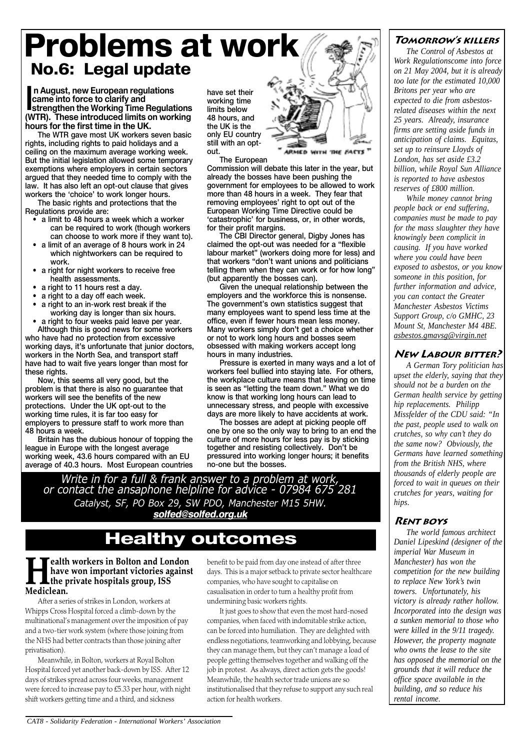# Problems at work

## No.6: Legal update

**In August, new European regulations came into force to clarify and strengthen the Working Time Regulations (WTR). These introduced limits on working hours for the first time in the UK.**

The WTR gave most UK workers seven basic rights, including rights to paid holidays and a ceiling on the maximum average working week. But the initial legislation allowed some temporary exemptions where employers in certain sectors argued that they needed time to comply with the law. It has also left an opt-out clause that gives workers the 'choice' to work longer hours.

The basic rights and protections that the Regulations provide are:

- a limit to 48 hours a week which a worker can be required to work (though workers can choose to work more if they want to).
- a limit of an average of 8 hours work in 24 which nightworkers can be required to work.
- a right for night workers to receive free health assessments.
- a right to 11 hours rest a day.
- a right to a day off each week.
- a right to an in-work rest break if the working day is longer than six hours.
- a right to four weeks paid leave per year.

Although this is good news for some workers who have had no protection from excessive working days, it's unfortunate that junior doctors, workers in the North Sea, and transport staff have had to wait five years longer than most for these rights.

Now, this seems all very good, but the problem is that there is also no guarantee that workers will see the benefits of the new protections. Under the UK opt-out to the working time rules, it is far too easy for employers to pressure staff to work more than 48 hours a week.

Britain has the dubious honour of topping the league in Europe with the longest average working week, 43.6 hours compared with an EU average of 40.3 hours. Most European countries have set their working time limits below 48 hours, and the UK is the only EU country still with an opt-out.

"ARMED WITH THE FACTS"

The European Commission will debate this later in the year, but already the bosses have been pushing the government for employees to be allowed to work more than 48 hours in a week. They fear that removing employees' right to opt out of the European Working Time Directive could be 'catastrophic' for business, or, in other words, for their profit margins.

The CBI Director general, Digby Jones has claimed the opt-out was needed for a "flexible labour market" (workers doing more for less) and that workers "don't want unions and politicians telling them when they can work or for how long" (but apparently the bosses can).

Given the unequal relationship between the employers and the workforce this is nonsense. The government's own statistics suggest that many employees want to spend less time at the office, even if fewer hours mean less money. Many workers simply don't get a choice whether or not to work long hours and bosses seem obsessed with making workers accept long hours in many industries.

Pressure is exerted in many ways and a lot of workers feel bullied into staying late. For others, the workplace culture means that leaving on time is seen as "letting the team down." What we do know is that working long hours can lead to unnecessary stress, and people with excessive days are more likely to have accidents at work.

The bosses are adept at picking people off one by one so the only way to bring to an end the culture of more hours for less pay is by sticking together and resisting collectively. Don't be pressured into working longer hours; it benefits no-one but the bosses.

*Write in for a full & frank answer to a problem at work, or contact the ansaphone helpline for advice - 07984 675 281*

*Catalyst, SF, PO Box 29, SW PDO, Manchester M15 5HW.*

***solfed@solfed.org.uk***

# Healthy outcomes

**Health workers in Bolton and London have won important victories against the private hospitals group, ISS Mediclean.**

After a series of strikes in London, workers at Whipps Cross Hospital forced a climb-down by the multinational's management over the imposition of pay and a two-tier work system (where those joining from the NHS had better contracts than those joining after privatisation).

Meanwhile, in Bolton, workers at Royal Bolton Hospital forced yet another back-down by ISS. After 12 days of strikes spread across four weeks, management were forced to increase pay to £5.33 per hour, with night shift workers getting time and a third, and sickness benefit to be paid from day one instead of after three days. This is a major setback to private sector healthcare companies, who have sought to capitalise on casualisation in order to turn a healthy profit from undermining basic workers rights.

It just goes to show that even the most hard-nosed companies, when faced with indomitable strike action, can be forced into humiliation. They are delighted with endless negotiations, teamworking and lobbying, because they can manage them, but they can't manage a load of people getting themselves together and walking off the job in protest. As always, direct action gets the goods! Meanwhile, the health sector trade unions are so institutionalised that they refuse to support any such real action for health workers.

### Tomorrow's killers

*The Control of Asbestos at Work Regulationscome into force on 21 May 2004, but it is already too late for the estimated 10,000 Britons per year who are expected to die from asbestos-related diseases within the next 25 years. Already, insurance firms are setting aside funds in anticipation of claims. Equitas, set up to reinsure Lloyds of London, has set aside £3.2 billion, while Royal Sun Alliance is reported to have asbestos reserves of £800 million.*

*While money cannot bring people back or end suffering, companies must be made to pay for the mass slaughter they have knowingly been complicit in causing. If you have worked where you could have been exposed to asbestos, or you know someone in this position, for further information and advice, you can contact the Greater Manchester Asbestos Victims Support Group, c/o GMHC, 23 Mount St, Manchester M4 4BE. asbestos.gmavsg@virgin.net*

### New Labour bitter?

*A German Tory politician has upset the elderly, saying that they should not be a burden on the German health service by getting hip replacements. Philipp Missfelder of the CDU said: "In the past, people used to walk on crutches, so why can't they do the same now? Obviously, the Germans have learned something from the British NHS, where thousands of elderly people are forced to wait in queues on their crutches for years, waiting for hips.*

### Rent boys

*The world famous architect Daniel Lipeskind (designer of the imperial War Museum in Manchester) has won the competition for the new building to replace New York's twin towers. Unfortunately, his victory is already rather hollow. Incorporated into the design was a sunken memorial to those who were killed in the 9/11 tragedy. However, the property magnate who owns the lease to the site has opposed the memorial on the grounds that it will reduce the office space available in the building, and so reduce his rental income.*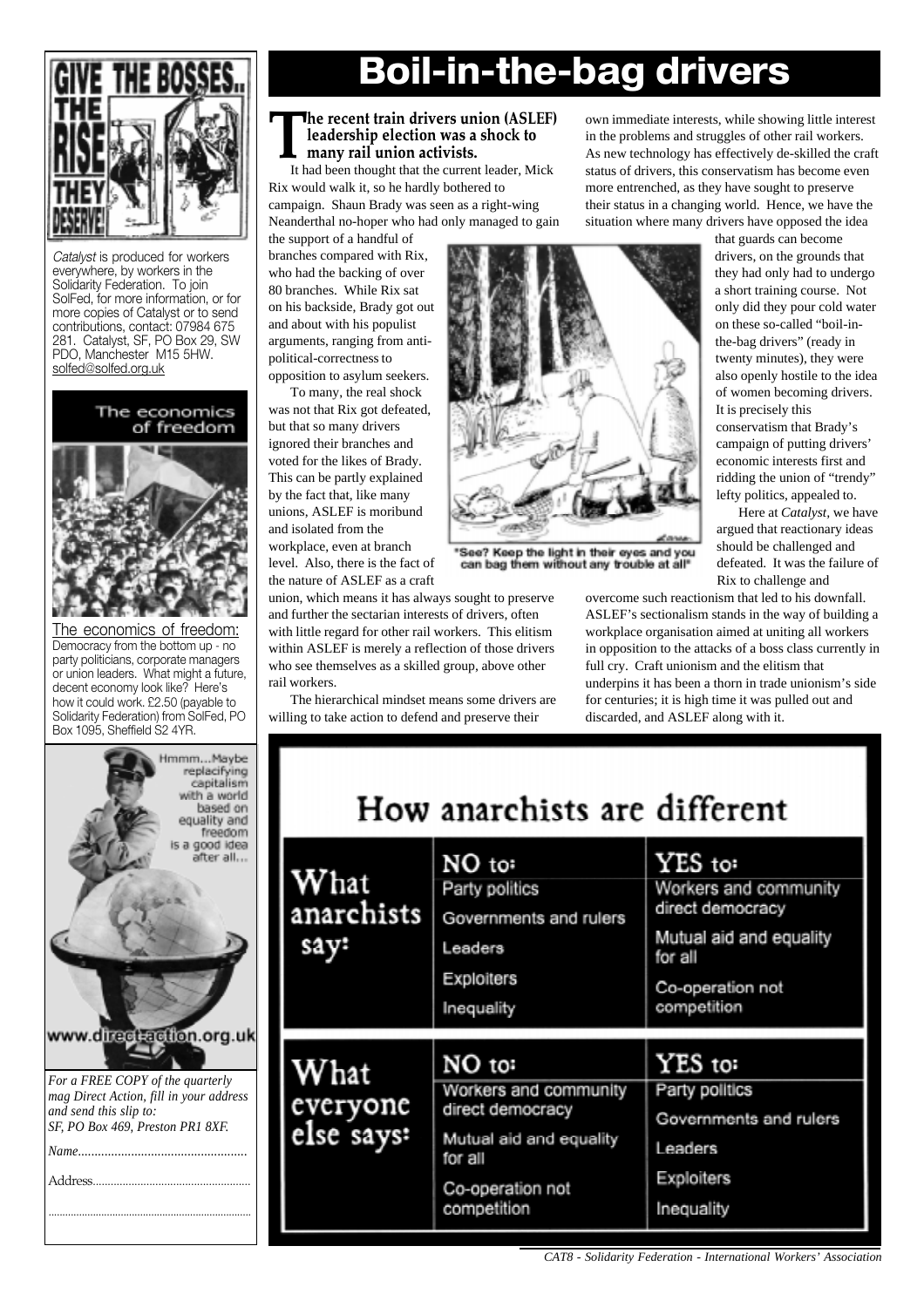# Boil-in-the-bag drivers

**The recent train drivers union (ASLEF) leadership election was a shock to many rail union activists.**

It had been thought that the current leader, Mick Rix would walk it, so he hardly bothered to campaign. Shaun Brady was seen as a right-wing Neanderthal no-hoper who had only managed to gain the support of a handful of branches compared with Rix, who had the backing of over 80 branches. While Rix sat on his backside, Brady got out and about with his populist arguments, ranging from anti-political-correctness to opposition to asylum seekers.

To many, the real shock was not that Rix got defeated, but that so many drivers ignored their branches and voted for the likes of Brady. This can be partly explained by the fact that, like many unions, ASLEF is moribund and isolated from the workplace, even at branch level. Also, there is the fact of the nature of ASLEF as a craft union, which means it has always sought to preserve and further the sectarian interests of drivers, often with little regard for other rail workers. This elitism within ASLEF is merely a reflection of those drivers who see themselves as a skilled group, above other rail workers.

The hierarchical mindset means some drivers are willing to take action to defend and preserve their own immediate interests, while showing little interest in the problems and struggles of other rail workers. As new technology has effectively de-skilled the craft status of drivers, this conservatism has become even more entrenched, as they have sought to preserve their status in a changing world. Hence, we have the situation where many drivers have opposed the idea that guards can become drivers, on the grounds that they had only had to undergo a short training course. Not only did they pour cold water on these so-called "boil-in-the-bag drivers" (ready in twenty minutes), they were also openly hostile to the idea of women becoming drivers. It is precisely this conservatism that Brady's campaign of putting drivers' economic interests first and ridding the union of "trendy" lefty politics, appealed to.

"See? Keep the light in their eyes and you can bag them without any trouble at all"

Here at *Catalyst*, we have argued that reactionary ideas should be challenged and defeated. It was the failure of Rix to challenge and overcome such reactionism that led to his downfall. ASLEF's sectionalism stands in the way of building a workplace organisation aimed at uniting all workers in opposition to the attacks of a boss class currently in full cry. Craft unionism and the elitism that underpins it has been a thorn in trade unionism's side for centuries; it is high time it was pulled out and discarded, and ASLEF along with it.

GIVE THE BOSSES.. THE RISE THEY DESERVE!

*Catalyst* is produced for workers everywhere, by workers in the Solidarity Federation. To join SolFed, for more information, or for more copies of Catalyst or to send contributions, contact: 07984 675 281. Catalyst, SF, PO Box 29, SW PDO, Manchester M15 5HW. solfed@solfed.org.uk

The economics of freedom

The economics of freedom: Democracy from the bottom up - no party politicians, corporate managers or union leaders. What might a future, decent economy look like? Here's how it could work. £2.50 (payable to Solidarity Federation) from SolFed, PO Box 1095, Sheffield S2 4YR.

Hmmm...Maybe replacifying capitalism with a world based on equality and freedom is a good idea after all...

www.direct-action.org.uk

*For a FREE COPY of the quarterly mag Direct Action, fill in your address and send this slip to: SF, PO Box 469, Preston PR1 8XF.*

*Name*..................................................

Address.....................................................

.......................................................................

## How anarchists are different

| | NO to: | YES to: |
|---|---|---|
| What anarchists say: | Party politics<br>Governments and rulers<br>Leaders<br>Exploiters<br>Inequality | Workers and community direct democracy<br>Mutual aid and equality for all<br>Co-operation not competition |
| What everyone else says: | Workers and community direct democracy<br>Mutual aid and equality for all<br>Co-operation not competition | Party politics<br>Governments and rulers<br>Leaders<br>Exploiters<br>Inequality |

*CAT8 - Solidarity Federation - International Workers' Association*